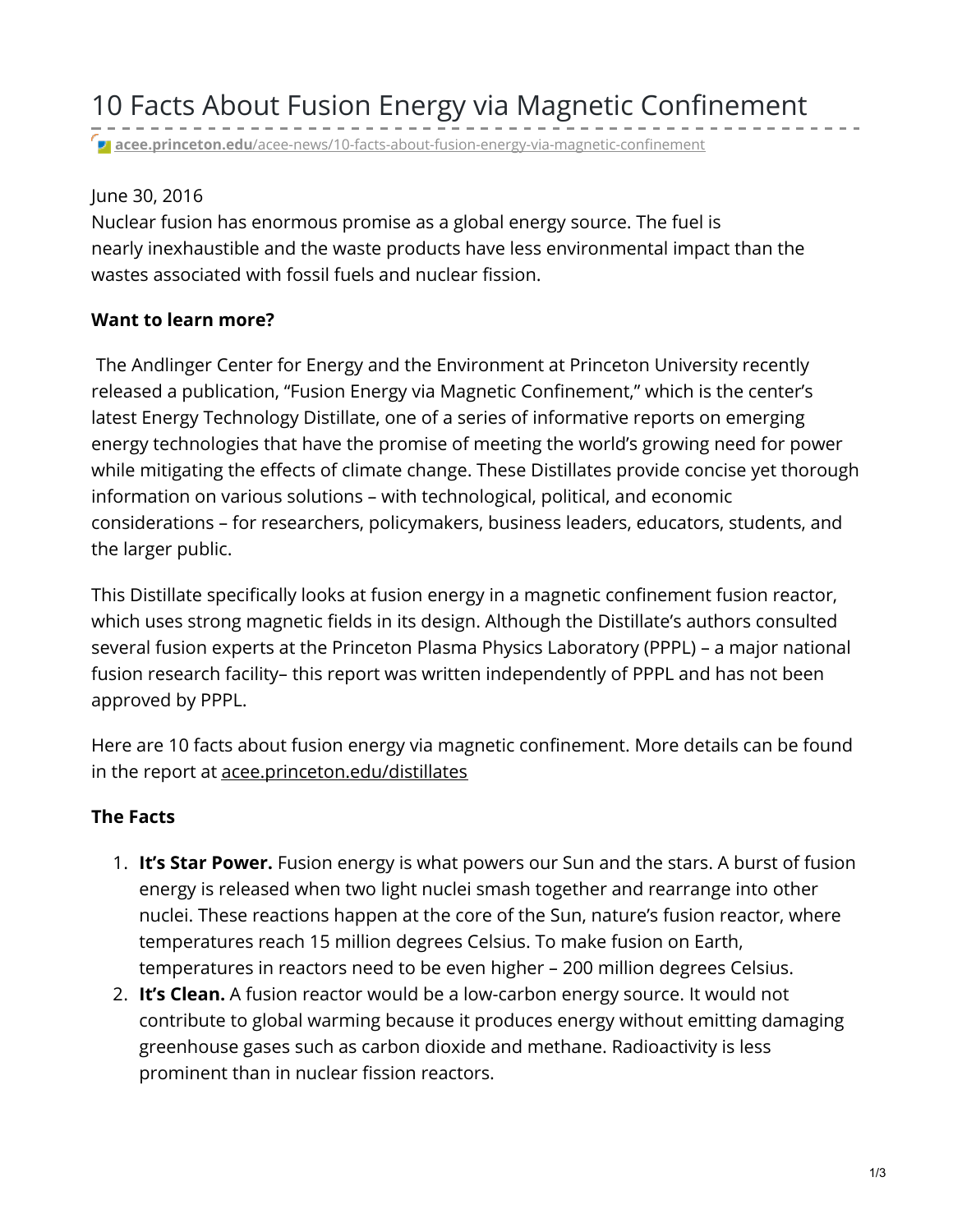# 10 Facts About Fusion Energy via Magnetic Confinement

acee.princeton.edu/acee-news/10-facts-about-fusion-energy-via-magnetic-confinement

June 30, 2016

Nuclear fusion has enormous promise as a global energy source. The fuel is nearly inexhaustible and the waste products have less environmental impact than the wastes associated with fossil fuels and nuclear fission.

**Want to learn more?**

The Andlinger Center for Energy and the Environment at Princeton University recently released a publication, "Fusion Energy via Magnetic Confinement," which is the center's latest Energy Technology Distillate, one of a series of informative reports on emerging energy technologies that have the promise of meeting the world's growing need for power while mitigating the effects of climate change. These Distillates provide concise yet thorough information on various solutions – with technological, political, and economic considerations – for researchers, policymakers, business leaders, educators, students, and the larger public.

This Distillate specifically looks at fusion energy in a magnetic confinement fusion reactor, which uses strong magnetic fields in its design. Although the Distillate's authors consulted several fusion experts at the Princeton Plasma Physics Laboratory (PPPL) – a major national fusion research facility– this report was written independently of PPPL and has not been approved by PPPL.

Here are 10 facts about fusion energy via magnetic confinement. More details can be found in the report at acee.princeton.edu/distillates

**The Facts**

1. **It's Star Power.** Fusion energy is what powers our Sun and the stars. A burst of fusion energy is released when two light nuclei smash together and rearrange into other nuclei. These reactions happen at the core of the Sun, nature's fusion reactor, where temperatures reach 15 million degrees Celsius. To make fusion on Earth, temperatures in reactors need to be even higher – 200 million degrees Celsius.
2. **It's Clean.** A fusion reactor would be a low-carbon energy source. It would not contribute to global warming because it produces energy without emitting damaging greenhouse gases such as carbon dioxide and methane. Radioactivity is less prominent than in nuclear fission reactors.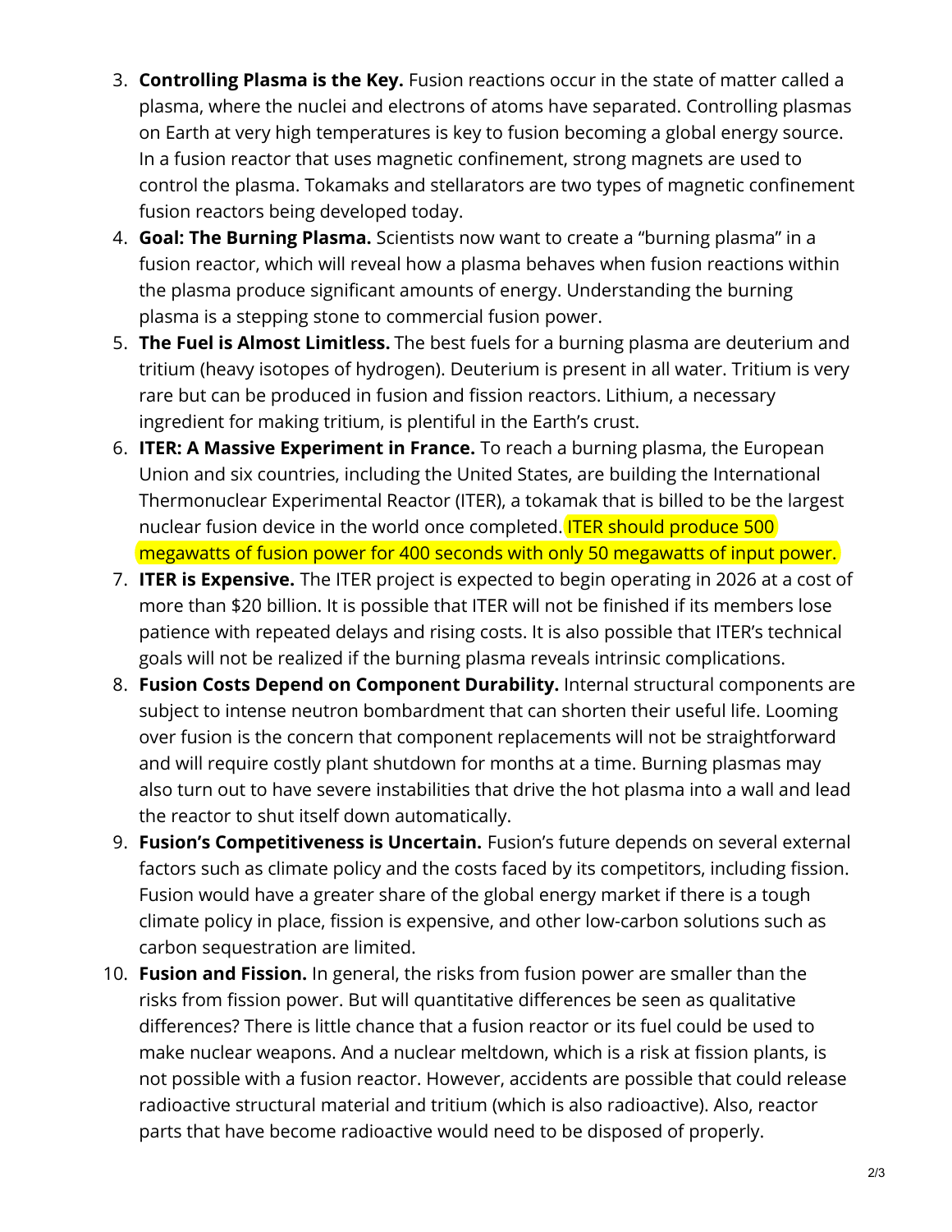3. **Controlling Plasma is the Key.** Fusion reactions occur in the state of matter called a plasma, where the nuclei and electrons of atoms have separated. Controlling plasmas on Earth at very high temperatures is key to fusion becoming a global energy source. In a fusion reactor that uses magnetic confinement, strong magnets are used to control the plasma. Tokamaks and stellarators are two types of magnetic confinement fusion reactors being developed today.
4. **Goal: The Burning Plasma.** Scientists now want to create a "burning plasma" in a fusion reactor, which will reveal how a plasma behaves when fusion reactions within the plasma produce significant amounts of energy. Understanding the burning plasma is a stepping stone to commercial fusion power.
5. **The Fuel is Almost Limitless.** The best fuels for a burning plasma are deuterium and tritium (heavy isotopes of hydrogen). Deuterium is present in all water. Tritium is very rare but can be produced in fusion and fission reactors. Lithium, a necessary ingredient for making tritium, is plentiful in the Earth's crust.
6. **ITER: A Massive Experiment in France.** To reach a burning plasma, the European Union and six countries, including the United States, are building the International Thermonuclear Experimental Reactor (ITER), a tokamak that is billed to be the largest nuclear fusion device in the world once completed. ITER should produce 500 megawatts of fusion power for 400 seconds with only 50 megawatts of input power.
7. **ITER is Expensive.** The ITER project is expected to begin operating in 2026 at a cost of more than $20 billion. It is possible that ITER will not be finished if its members lose patience with repeated delays and rising costs. It is also possible that ITER's technical goals will not be realized if the burning plasma reveals intrinsic complications.
8. **Fusion Costs Depend on Component Durability.** Internal structural components are subject to intense neutron bombardment that can shorten their useful life. Looming over fusion is the concern that component replacements will not be straightforward and will require costly plant shutdown for months at a time. Burning plasmas may also turn out to have severe instabilities that drive the hot plasma into a wall and lead the reactor to shut itself down automatically.
9. **Fusion's Competitiveness is Uncertain.** Fusion's future depends on several external factors such as climate policy and the costs faced by its competitors, including fission. Fusion would have a greater share of the global energy market if there is a tough climate policy in place, fission is expensive, and other low-carbon solutions such as carbon sequestration are limited.
10. **Fusion and Fission.** In general, the risks from fusion power are smaller than the risks from fission power. But will quantitative differences be seen as qualitative differences? There is little chance that a fusion reactor or its fuel could be used to make nuclear weapons. And a nuclear meltdown, which is a risk at fission plants, is not possible with a fusion reactor. However, accidents are possible that could release radioactive structural material and tritium (which is also radioactive). Also, reactor parts that have become radioactive would need to be disposed of properly.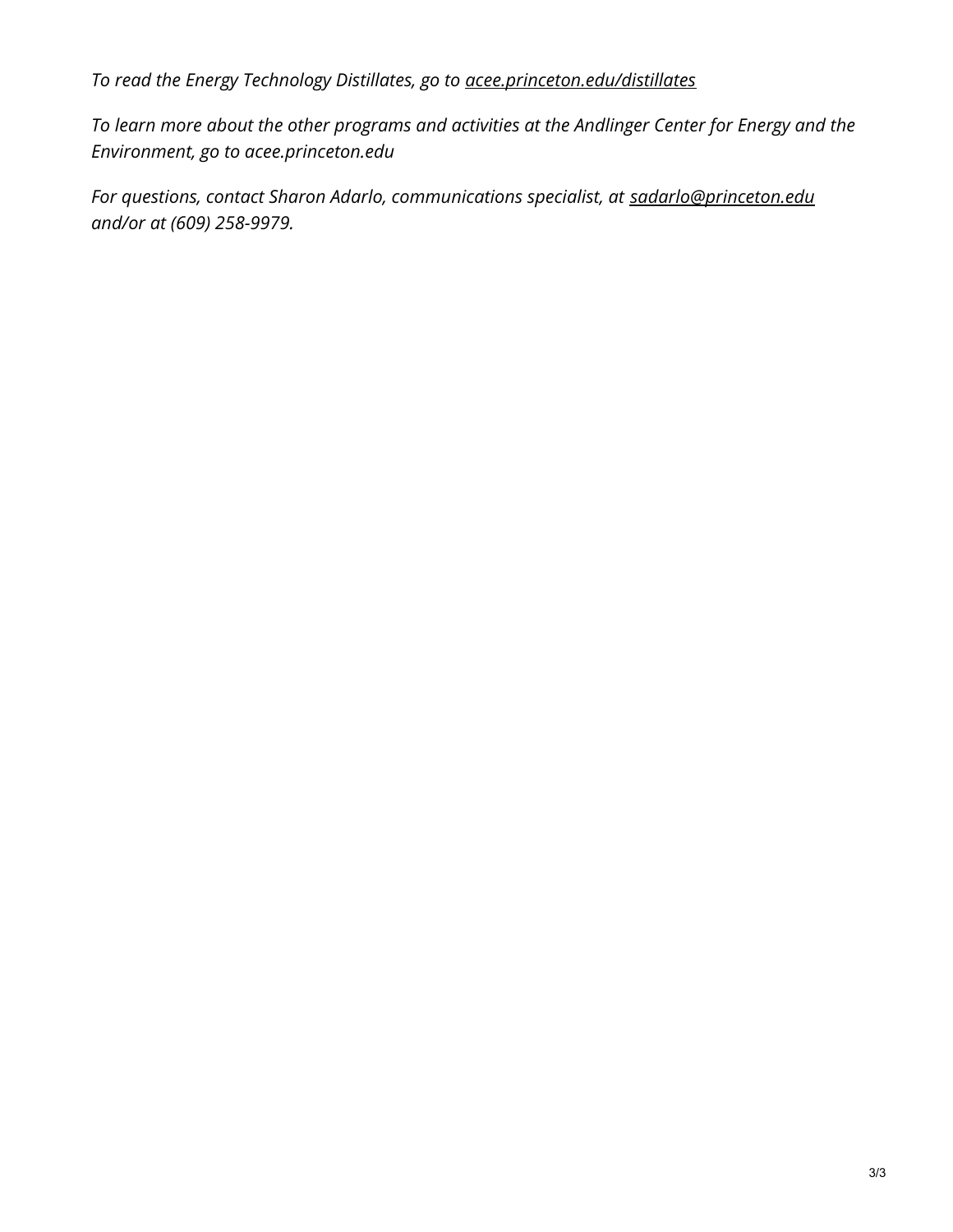*To read the Energy Technology Distillates, go to [acee.princeton.edu/distillates](acee.princeton.edu/distillates)*

*To learn more about the other programs and activities at the Andlinger Center for Energy and the Environment, go to acee.princeton.edu*

*For questions, contact Sharon Adarlo, communications specialist, at [sadarlo@princeton.edu](mailto:sadarlo@princeton.edu) and/or at (609) 258-9979.*